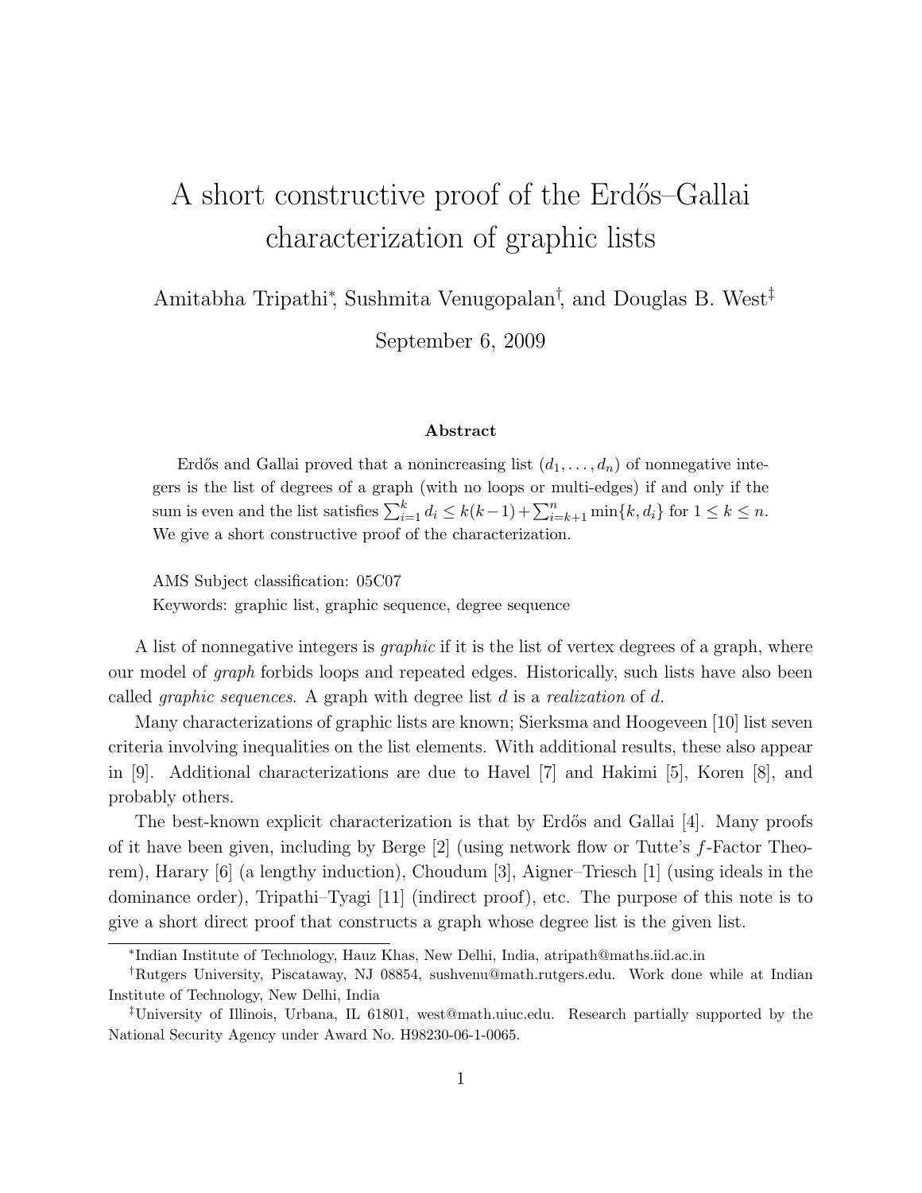# A short constructive proof of the Erdős–Gallai characterization of graphic lists

Amitabha Tripathi[*], Sushmita Venugopalan[†], and Douglas B. West[‡]

September 6, 2009

### Abstract

Erdős and Gallai proved that a nonincreasing list $(d_1, \ldots, d_n)$ of nonnegative integers is the list of degrees of a graph (with no loops or multi-edges) if and only if the sum is even and the list satisfies $\sum_{i=1}^{k} d_i \le k(k-1) + \sum_{i=k+1}^{n} \min\{k, d_i\}$ for $1 \le k \le n$. We give a short constructive proof of the characterization.

AMS Subject classification: 05C07

Keywords: graphic list, graphic sequence, degree sequence

A list of nonnegative integers is *graphic* if it is the list of vertex degrees of a graph, where our model of *graph* forbids loops and repeated edges. Historically, such lists have also been called *graphic sequences*. A graph with degree list $d$ is a *realization* of $d$.

Many characterizations of graphic lists are known; Sierksma and Hoogeveen [10] list seven criteria involving inequalities on the list elements. With additional results, these also appear in [9]. Additional characterizations are due to Havel [7] and Hakimi [5], Koren [8], and probably others.

The best-known explicit characterization is that by Erdős and Gallai [4]. Many proofs of it have been given, including by Berge [2] (using network flow or Tutte's $f$-Factor Theorem), Harary [6] (a lengthy induction), Choudum [3], Aigner–Triesch [1] (using ideals in the dominance order), Tripathi–Tyagi [11] (indirect proof), etc. The purpose of this note is to give a short direct proof that constructs a graph whose degree list is the given list.

---

[*] Indian Institute of Technology, Hauz Khas, New Delhi, India, atripath@maths.iid.ac.in

[†] Rutgers University, Piscataway, NJ 08854, sushvenu@math.rutgers.edu. Work done while at Indian Institute of Technology, New Delhi, India

[‡] University of Illinois, Urbana, IL 61801, west@math.uiuc.edu. Research partially supported by the National Security Agency under Award No. H98230-06-1-0065.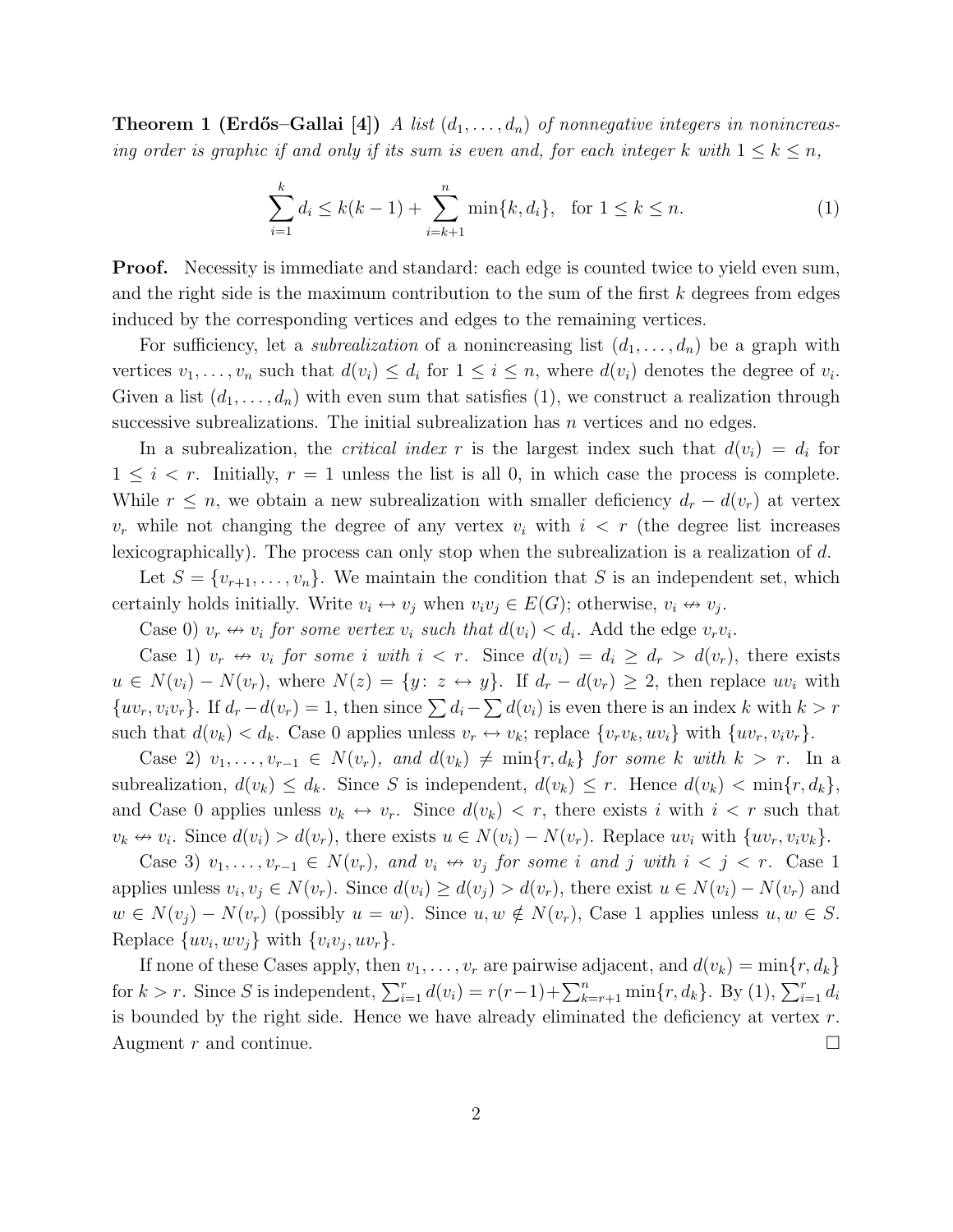**Theorem 1 (Erdős–Gallai [4])** *A list $(d_1, \ldots, d_n)$ of nonnegative integers in nonincreasing order is graphic if and only if its sum is even and, for each integer $k$ with $1 \le k \le n$,*

$$\sum_{i=1}^{k} d_i \le k(k-1) + \sum_{i=k+1}^{n} \min\{k, d_i\}, \quad \text{for } 1 \le k \le n. \tag{1}$$

**Proof.** Necessity is immediate and standard: each edge is counted twice to yield even sum, and the right side is the maximum contribution to the sum of the first $k$ degrees from edges induced by the corresponding vertices and edges to the remaining vertices.

For sufficiency, let a *subrealization* of a nonincreasing list $(d_1, \ldots, d_n)$ be a graph with vertices $v_1, \ldots, v_n$ such that $d(v_i) \le d_i$ for $1 \le i \le n$, where $d(v_i)$ denotes the degree of $v_i$. Given a list $(d_1, \ldots, d_n)$ with even sum that satisfies (1), we construct a realization through successive subrealizations. The initial subrealization has $n$ vertices and no edges.

In a subrealization, the *critical index* $r$ is the largest index such that $d(v_i) = d_i$ for $1 \le i < r$. Initially, $r = 1$ unless the list is all 0, in which case the process is complete. While $r \le n$, we obtain a new subrealization with smaller deficiency $d_r - d(v_r)$ at vertex $v_r$ while not changing the degree of any vertex $v_i$ with $i < r$ (the degree list increases lexicographically). The process can only stop when the subrealization is a realization of $d$.

Let $S = \{v_{r+1}, \ldots, v_n\}$. We maintain the condition that $S$ is an independent set, which certainly holds initially. Write $v_i \leftrightarrow v_j$ when $v_iv_j \in E(G)$; otherwise, $v_i \not\leftrightarrow v_j$.

Case 0) *$v_r \not\leftrightarrow v_i$ for some vertex $v_i$ such that $d(v_i) < d_i$.* Add the edge $v_rv_i$.

Case 1) *$v_r \not\leftrightarrow v_i$ for some $i$ with $i < r$.* Since $d(v_i) = d_i \ge d_r > d(v_r)$, there exists $u \in N(v_i) - N(v_r)$, where $N(z) = \{y \colon z \leftrightarrow y\}$. If $d_r - d(v_r) \ge 2$, then replace $uv_i$ with $\{uv_r, v_iv_r\}$. If $d_r - d(v_r) = 1$, then since $\sum d_i - \sum d(v_i)$ is even there is an index $k$ with $k > r$ such that $d(v_k) < d_k$. Case 0 applies unless $v_r \leftrightarrow v_k$; replace $\{v_rv_k, uv_i\}$ with $\{uv_r, v_iv_r\}$.

Case 2) *$v_1, \ldots, v_{r-1} \in N(v_r)$, and $d(v_k) \ne \min\{r, d_k\}$ for some $k$ with $k > r$.* In a subrealization, $d(v_k) \le d_k$. Since $S$ is independent, $d(v_k) \le r$. Hence $d(v_k) < \min\{r, d_k\}$, and Case 0 applies unless $v_k \leftrightarrow v_r$. Since $d(v_k) < r$, there exists $i$ with $i < r$ such that $v_k \not\leftrightarrow v_i$. Since $d(v_i) > d(v_r)$, there exists $u \in N(v_i) - N(v_r)$. Replace $uv_i$ with $\{uv_r, v_iv_k\}$.

Case 3) *$v_1, \ldots, v_{r-1} \in N(v_r)$, and $v_i \not\leftrightarrow v_j$ for some $i$ and $j$ with $i < j < r$.* Case 1 applies unless $v_i, v_j \in N(v_r)$. Since $d(v_i) \ge d(v_j) > d(v_r)$, there exist $u \in N(v_i) - N(v_r)$ and $w \in N(v_j) - N(v_r)$ (possibly $u = w$). Since $u, w \notin N(v_r)$, Case 1 applies unless $u, w \in S$. Replace $\{uv_i, wv_j\}$ with $\{v_iv_j, uv_r\}$.

If none of these Cases apply, then $v_1, \ldots, v_r$ are pairwise adjacent, and $d(v_k) = \min\{r, d_k\}$ for $k > r$. Since $S$ is independent, $\sum_{i=1}^{r} d(v_i) = r(r-1) + \sum_{k=r+1}^{n} \min\{r, d_k\}$. By (1), $\sum_{i=1}^{r} d_i$ is bounded by the right side. Hence we have already eliminated the deficiency at vertex $r$. Augment $r$ and continue. $\square$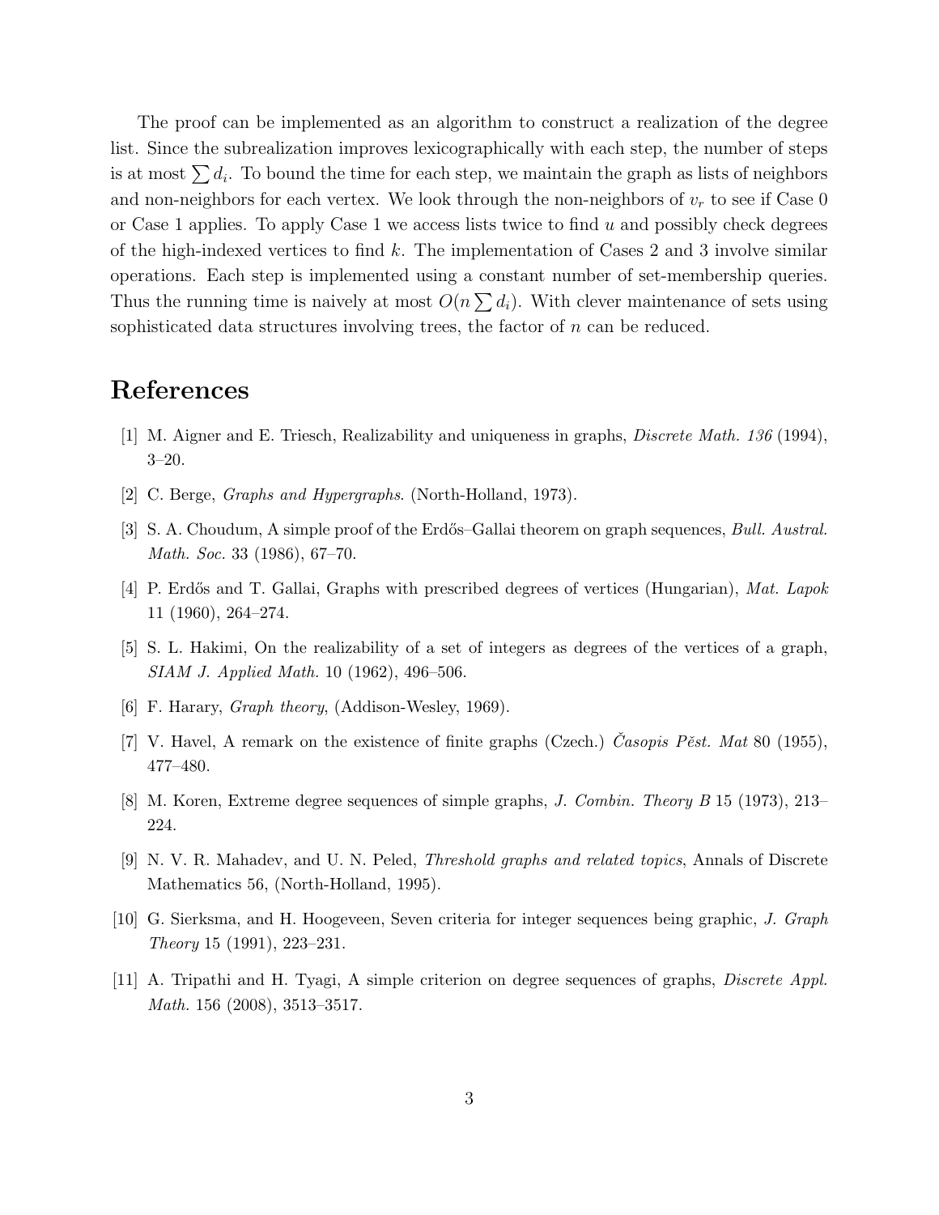The proof can be implemented as an algorithm to construct a realization of the degree list. Since the subrealization improves lexicographically with each step, the number of steps is at most $\sum d_i$. To bound the time for each step, we maintain the graph as lists of neighbors and non-neighbors for each vertex. We look through the non-neighbors of $v_r$ to see if Case 0 or Case 1 applies. To apply Case 1 we access lists twice to find $u$ and possibly check degrees of the high-indexed vertices to find $k$. The implementation of Cases 2 and 3 involve similar operations. Each step is implemented using a constant number of set-membership queries. Thus the running time is naively at most $O(n \sum d_i)$. With clever maintenance of sets using sophisticated data structures involving trees, the factor of $n$ can be reduced.

# References

[1] M. Aigner and E. Triesch, Realizability and uniqueness in graphs, *Discrete Math. 136* (1994), 3–20.

[2] C. Berge, *Graphs and Hypergraphs*. (North-Holland, 1973).

[3] S. A. Choudum, A simple proof of the Erdős–Gallai theorem on graph sequences, *Bull. Austral. Math. Soc.* 33 (1986), 67–70.

[4] P. Erdős and T. Gallai, Graphs with prescribed degrees of vertices (Hungarian), *Mat. Lapok* 11 (1960), 264–274.

[5] S. L. Hakimi, On the realizability of a set of integers as degrees of the vertices of a graph, *SIAM J. Applied Math.* 10 (1962), 496–506.

[6] F. Harary, *Graph theory*, (Addison-Wesley, 1969).

[7] V. Havel, A remark on the existence of finite graphs (Czech.) *Časopis Pěst. Mat* 80 (1955), 477–480.

[8] M. Koren, Extreme degree sequences of simple graphs, *J. Combin. Theory B* 15 (1973), 213–224.

[9] N. V. R. Mahadev, and U. N. Peled, *Threshold graphs and related topics*, Annals of Discrete Mathematics 56, (North-Holland, 1995).

[10] G. Sierksma, and H. Hoogeveen, Seven criteria for integer sequences being graphic, *J. Graph Theory* 15 (1991), 223–231.

[11] A. Tripathi and H. Tyagi, A simple criterion on degree sequences of graphs, *Discrete Appl. Math.* 156 (2008), 3513–3517.